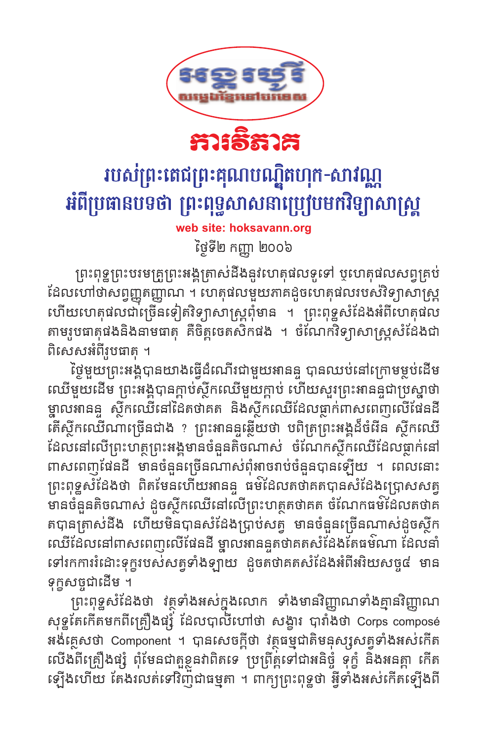# ភ្នំពេញថ្មី

**សម្លេងខ្មែរនៅបរទេស**

# ការទិភាគ

## របស់ព្រះតេជព្រះគុណបណ្ឌិតហុក-សាវណ្ណ អំពីប្រធានបទថា ព្រះពុទ្ធសាសនាប្រៀបមកវិទ្យាសាស្ត្រ

**web site: hoksavann.org**

ថ្ងៃទី២ កញ្ញា ២០០៦

ព្រះពុទ្ធព្រះបរមគ្រូព្រះអង្គត្រាស់ដឹងនូវហេតុផលទូទៅ ឬហេតុផលសព្វគ្រប់ ដែលហៅថាសព្វញ្ញុតញ្ញាណ ។ ហេតុផលមួយភាគដូចហេតុផលរបស់វិទ្យាសាស្ត្រ ហើយហេតុផលជាច្រើនទៀតវិទ្យាសាស្ត្រពុំមាន ។ ព្រះពុទ្ធសំដែងអំពីហេតុផល តាមរូបធាតុផងនិងនាមធាតុ គឺចិត្តចេតសិកផង ។ ចំណែកវិទ្យាសាស្ត្រសំដែងជាពិសេសអំពីរូបធាតុ ។

ថ្ងៃមួយព្រះអង្គបានយាងធ្វើដំណើរជាមួយអានន្ទ បានឈប់នៅក្រោមម្លប់ដើមឈើមួយដើម ព្រះអង្គបានក្តាប់ស្លឹកឈើមួយក្តាប់ ហើយសួរព្រះអានន្ទជាប្រស្នាថា ម្នាលអានន្ទ ស្លឹកឈើនៅដៃតថាគត និងស្លឹកឈើដែលធ្លាក់ពាសពេញលើផែនដី តើស្លឹកឈើណាច្រើនជាង ? ព្រះអានន្ទឆ្លើយថា បពិត្រព្រះអង្គដ៏ចំរើន ស្លឹកឈើដែលនៅលើព្រះហត្ថព្រះអង្គមានចំនួនតិចណាស់ ចំណែកស្លឹកឈើដែលធ្លាក់នៅពាសពេញផែនដី មានចំនួនច្រើនណាស់ពុំអាចរាប់ចំនួនបានឡើយ ។ ពេលនោះព្រះពុទ្ធសំដែងថា ពិតមែនហើយអានន្ទ ធម៌ដែលតថាគតបានសំដែងប្រោសសត្វ មានចំនួនតិចណាស់ ដូចស្លឹកឈើនៅលើព្រះហត្ថតថាគត ចំណែកធម៌ដែលតថាគតបានត្រាស់ដឹង ហើយមិនបានសំដែងប្រាប់សត្វ មានចំនួនច្រើនណាស់ដូចស្លឹកឈើដែលនៅពាសពេញលើផែនដី ម្នាលអានន្ទតថាគតសំដែងតែធម៌ណា ដែលនាំទៅរកការរំដោះទុក្ខរបស់សត្វទាំងឡាយ ដូចតថាគតសំដែងអំពីអរិយសច្ច៤ មានទុក្ខសច្ចជាដើម ។

ព្រះពុទ្ធសំដែងថា វត្ថុទាំងអស់ក្នុងលោក ទាំងមានវិញ្ញាណទាំងគ្មានវិញ្ញាណ សុទ្ធតែកើតមកពីគ្រឿងផ្សំ ដែលបាលីហៅថា សង្ខារ បារាំងថា Corps composé អង់គ្លេសថា Component ។ បានសេចក្តីថា វត្ថុធម្មជាតិមនុស្សសត្វទាំងអស់កើតលើងពីគ្រឿងផ្សំ ពុំមែនជាតួខ្លួនវាពិតទេ ប្រព្រឹត្តទៅជាអនិច្ចំ ទុក្ខំ និងអនត្តា កើតឡើងហើយ តែងរលត់ទៅវិញជាធម្មតា ។ ពាក្យព្រះពុទ្ធថា អ្វីទាំងអស់កើតឡើងពី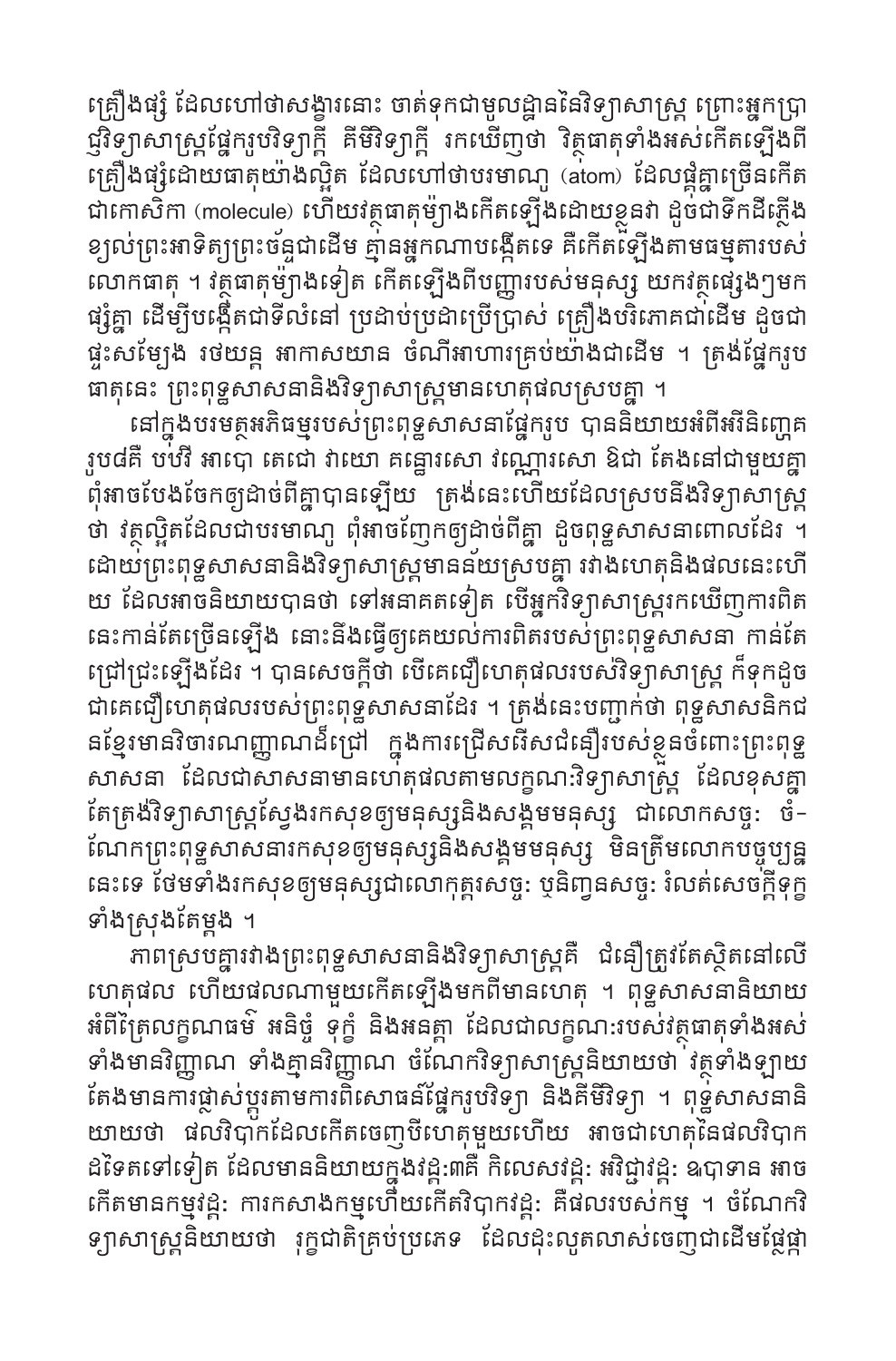គ្រឿងផ្សំ ដែលហៅថាសង្ខារនោះ ចាត់ទុកជាមូលដ្ឋាននៃវិទ្យាសាស្ត្រ ព្រោះអ្នកប្រាជ្ញវិទ្យាសាស្ត្រផ្នែករូបវិទ្យាក្តី គីមីវិទ្យាក្តី រកឃើញថា វិត្ថុធាតុទាំងអស់កើតឡើងពីគ្រឿងផ្សំដោយធាតុយ៉ាងល្អិត ដែលហៅថាបរមាណូ (atom) ដែលផ្តុំគ្នាច្រើនកើតជាកោសិកា (molecule) ហើយវត្ថុធាតុម៉្យាងកើតឡើងដោយខ្លួនវា ដូចជាទឹកដីភ្លើងខ្យល់ព្រះអាទិត្យព្រះច័ន្ទជាដើម គ្មានអ្នកណាបង្កើតទេ គឺកើតឡើងតាមធម្មតារបស់លោកធាតុ ។ វត្ថុធាតុម៉្យាងទៀត កើតឡើងពីបញ្ញារបស់មនុស្ស យកវត្ថុផ្សេងៗមកផ្សំគ្នា ដើម្បីបង្កើតជាទីលំនៅ ប្រដាប់ប្រដាប្រើប្រាស់ គ្រឿងបរិភោគជាដើម ដូចជាផ្ទះសម្បែង រថយន្ត អាកាសយាន ចំណីអាហារគ្រប់យ៉ាងជាដើម ។ ត្រង់ផ្នែករូបធាតុនេះ ព្រះពុទ្ធសាសនានិងវិទ្យាសាស្ត្រមានហេតុផលស្របគ្នា ។

នៅក្នុងបរមត្ថអភិធម្មរបស់ព្រះពុទ្ធសាសនាផ្នែករូប បាននិយាយអំពីអវិនិព្ភោគរូប៨គឺ បឋវី អាបោ តេជោ វាយោ គន្ធោរសោ វណ្ណោរសោ ឱជា តែងនៅជាមួយគ្នាពុំអាចបែងចែកឲ្យដាច់ពីគ្នាបានឡើយ ត្រង់នេះហើយដែលស្របនឹងវិទ្យាសាស្ត្រថា វត្ថុល្អិតដែលជាបរមាណូ ពុំអាចញែកឲ្យដាច់ពីគ្នា ដូចពុទ្ធសាសនាពោលដែរ ។ ដោយព្រះពុទ្ធសាសនានិងវិទ្យាសាស្ត្រមានន័យស្របគ្នា រវាងហេតុនិងផលនេះហើយ ដែលអាចនិយាយបានថា ទៅអនាគតទៀត បើអ្នកវិទ្យាសាស្ត្ររកឃើញការពិតនេះកាន់តែច្រើនឡើង នោះនឹងធ្វើឲ្យគេយល់ការពិតរបស់ព្រះពុទ្ធសាសនា កាន់តែជ្រៅជ្រះឡើងដែរ ។ បានសេចក្តីថា បើគេជឿហេតុផលរបស់វិទ្យាសាស្ត្រ ក៏ទុកដូចជាគេជឿហេតុផលរបស់ព្រះពុទ្ធសាសនាដែរ ។ ត្រង់នេះបញ្ជាក់ថា ពុទ្ធសាសនិកជនខ្មែរមានវិចារណញ្ញាណដ៏ជ្រៅ ក្នុងការជ្រើសរើសជំនឿរបស់ខ្លួនចំពោះព្រះពុទ្ធសាសនា ដែលជាសាសនាមានហេតុផលតាមលក្ខណៈវិទ្យាសាស្ត្រ ដែលខុសគ្នាតែត្រង់វិទ្យាសាស្ត្រស្វែងរកសុខឲ្យមនុស្សនិងសង្គមមនុស្ស ជាលោកសច្ចៈ ចំណែកព្រះពុទ្ធសាសនារកសុខឲ្យមនុស្សនិងសង្គមមនុស្ស មិនត្រឹមលោកបច្ចុប្បន្ននេះទេ ថែមទាំងរកសុខឲ្យមនុស្សជាលោកុត្តរសច្ចៈ ឬនិព្វានសច្ចៈ រំលត់សេចក្តីទុក្ខទាំងស្រុងតែម្តង ។

ភាពស្របគ្នារវាងព្រះពុទ្ធសាសនានិងវិទ្យាសាស្ត្រគឺ ជំនឿត្រូវតែស្ថិតនៅលើហេតុផល ហើយផលណាមួយកើតឡើងមកពីមានហេតុ ។ ពុទ្ធសាសនានិយាយអំពីត្រៃលក្ខណធម៌ អនិច្ចំ ទុក្ខំ និងអនត្តា ដែលជាលក្ខណៈរបស់វត្ថុធាតុទាំងអស់ទាំងមានវិញ្ញាណ ទាំងគ្មានវិញ្ញាណ ចំណែកវិទ្យាសាស្ត្រនិយាយថា វត្ថុទាំងឡាយតែងមានការផ្លាស់ប្តូរតាមការពិសោធន៍ផ្នែករូបវិទ្យា និងគីមីវិទ្យា ។ ពុទ្ធសាសនានិយាយថា ផលវិបាកដែលកើតចេញពីហេតុមួយហើយ អាចជាហេតុនៃផលវិបាកដទៃតទៅទៀត ដែលមាននិយាយក្នុងវដ្ដៈ៣គឺ កិលេសវដ្ដៈ អវិជ្ជាវដ្ដៈ ឧបាទាន អាចកើតមានកម្មវដ្ដៈ ការកសាងកម្មហើយកើតវិបាកវដ្ដៈ គឺផលរបស់កម្ម ។ ចំណែកវិទ្យាសាស្ត្រនិយាយថា រុក្ខជាតិគ្រប់ប្រភេទ ដែលដុះលូតលាស់ចេញជាដើមផ្លែផ្កា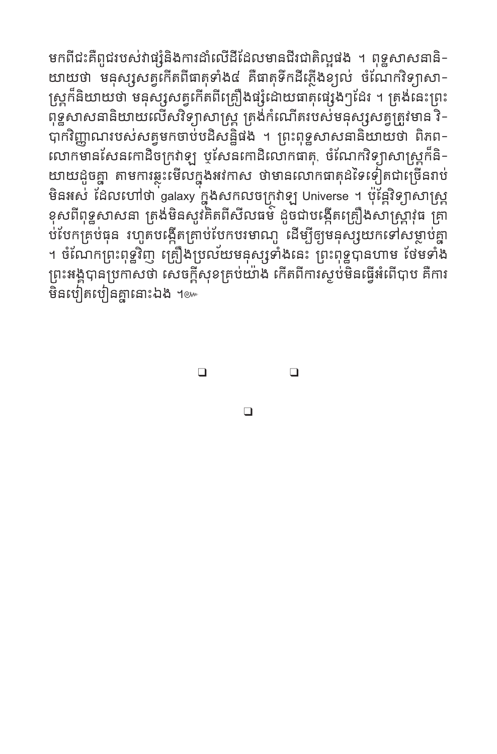មកពីជះគឺពូជរបស់វាផ្សំនិងការដាំលើដីដែលមានជីវជាតិល្អផង ។ ពុទ្ធសាសនានិយាយថា មនុស្សសត្វកើតពីធាតុទាំង៤ គឺធាតុទឹកដីភ្លើងខ្យល់ ចំណែកវិទ្យាសាស្ត្រក៏និយាយថា មនុស្សសត្វកើតពីគ្រឿងផ្សំដោយធាតុផ្សេងៗដែរ ។ ត្រង់នេះព្រះពុទ្ធសាសនានិយាយលើសវិទ្យាសាស្ត្រ ត្រង់កំណើតរបស់មនុស្សសត្វត្រូវមាន វិបាកវិញ្ញាណរបស់សត្វមកចាប់បដិសន្ធិផង ។ ព្រះពុទ្ធសាសនានិយាយថា ពិភពលោកមានសែនកោដិចក្រវាឡ ឬសែនកោដិលោកធាតុ, ចំណែកវិទ្យាសាស្ត្រក៏និយាយដូចគ្នា តាមការឆ្លុះមើលក្នុងអវកាស ថាមានលោកធាតុដទៃទៀតជាច្រើនរាប់មិនអស់ ដែលហៅថា galaxy ក្នុងសកលចក្រវាឡ Universe ។ ប៉ុន្តែវិទ្យាសាស្ត្រខុសពីពុទ្ធសាសនា ត្រង់មិនសូវគិតពីសីលធម៌ ដូចជាបង្កើតគ្រឿងសាស្ត្រាវុធ គ្រាប់បែកគ្រប់ធុន រហូតបង្កើតគ្រាប់បែកបរមាណូ ដើម្បីឲ្យមនុស្សយកទៅសម្លាប់គ្នា ។ ចំណែកព្រះពុទ្ធវិញ គ្រឿងប្រល័យមនុស្សទាំងនេះ ព្រះពុទ្ធបានហាម ថែមទាំងព្រះអង្គបានប្រកាសថា សេចក្តីសុខគ្រប់យ៉ាង កើតពីការស្ងប់មិនធ្វើអំពើបាប គឺការមិនបៀតបៀនគ្នានោះឯង ។៚

❑ ❑

❑